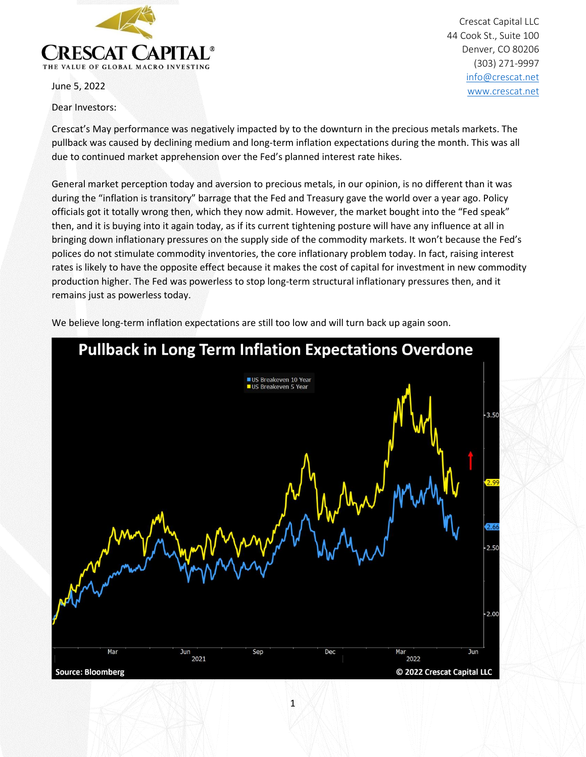Crescat Capital LLC
44 Cook St., Suite 100
Denver, CO 80206
(303) 271-9997
info@crescat.net
www.crescat.net

June 5, 2022

Dear Investors:

Crescat's May performance was negatively impacted by to the downturn in the precious metals markets. The pullback was caused by declining medium and long-term inflation expectations during the month. This was all due to continued market apprehension over the Fed's planned interest rate hikes.

General market perception today and aversion to precious metals, in our opinion, is no different than it was during the "inflation is transitory" barrage that the Fed and Treasury gave the world over a year ago. Policy officials got it totally wrong then, which they now admit. However, the market bought into the "Fed speak" then, and it is buying into it again today, as if its current tightening posture will have any influence at all in bringing down inflationary pressures on the supply side of the commodity markets. It won't because the Fed's polices do not stimulate commodity inventories, the core inflationary problem today. In fact, raising interest rates is likely to have the opposite effect because it makes the cost of capital for investment in new commodity production higher. The Fed was powerless to stop long-term structural inflationary pressures then, and it remains just as powerless today.

We believe long-term inflation expectations are still too low and will turn back up again soon.

**Pullback in Long Term Inflation Expectations Overdone**

Source: Bloomberg © 2022 Crescat Capital LLC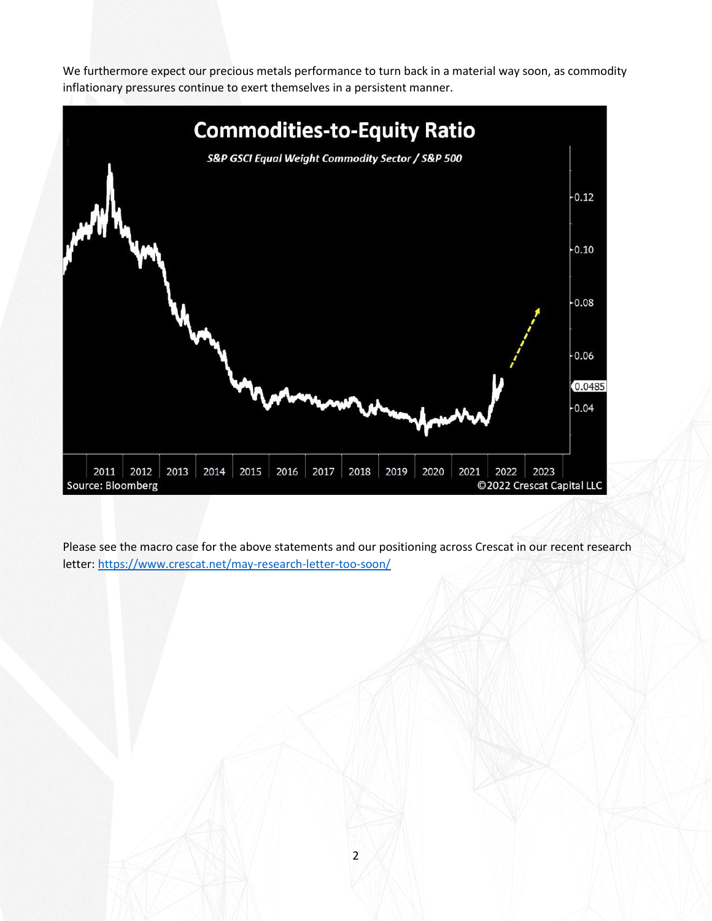We furthermore expect our precious metals performance to turn back in a material way soon, as commodity inflationary pressures continue to exert themselves in a persistent manner.

Please see the macro case for the above statements and our positioning across Crescat in our recent research letter: [https://www.crescat.net/may-research-letter-too-soon/](https://www.crescat.net/may-research-letter-too-soon/)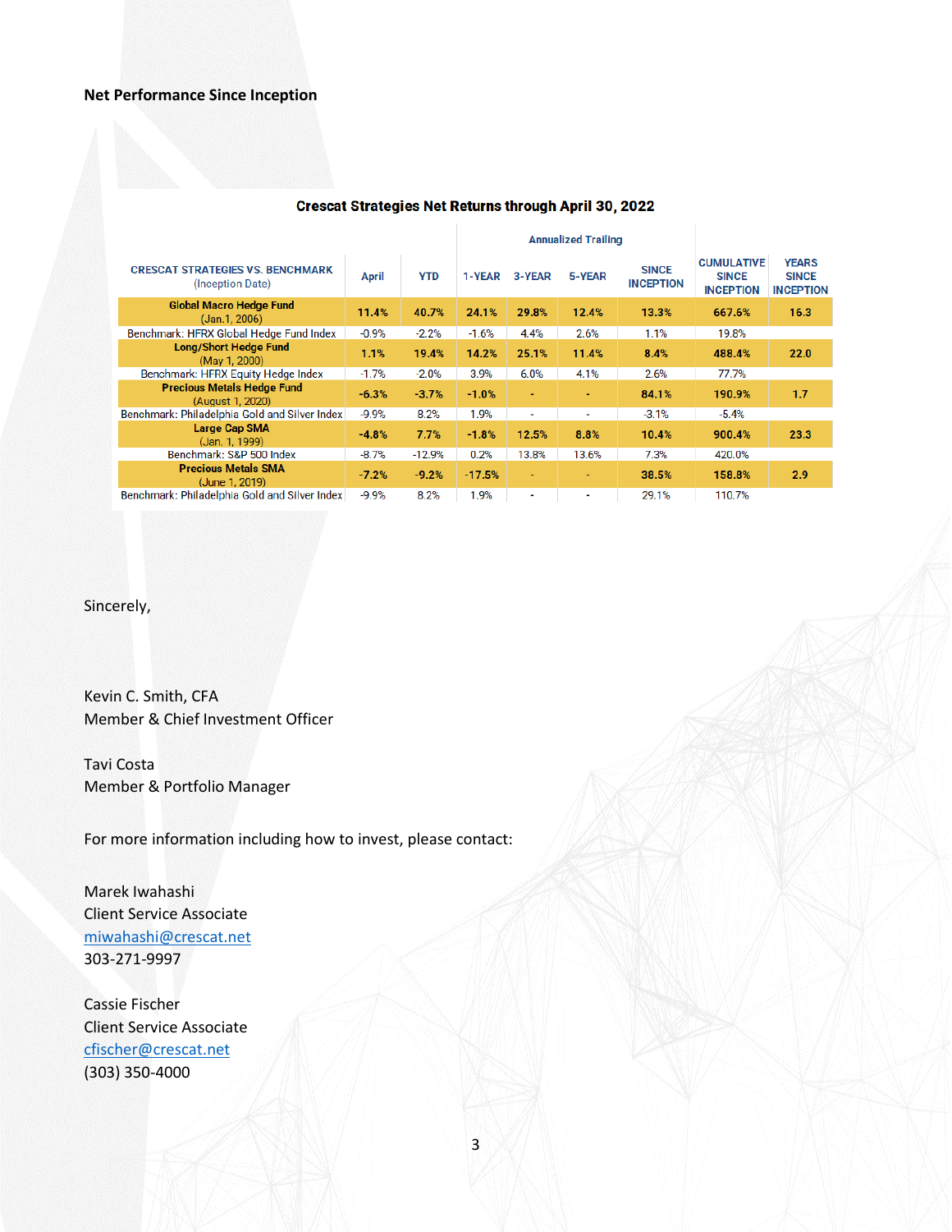**Net Performance Since Inception**

**Crescat Strategies Net Returns through April 30, 2022**

| CRESCAT STRATEGIES VS. BENCHMARK (Inception Date) | April | YTD | Annualized Trailing 1-YEAR | 3-YEAR | 5-YEAR | SINCE INCEPTION | CUMULATIVE SINCE INCEPTION | YEARS SINCE INCEPTION |
|---|---|---|---|---|---|---|---|---|
| **Global Macro Hedge Fund** (Jan.1, 2006) | **11.4%** | **40.7%** | **24.1%** | **29.8%** | **12.4%** | **13.3%** | **667.6%** | **16.3** |
| Benchmark: HFRX Global Hedge Fund Index | -0.9% | -2.2% | -1.6% | 4.4% | 2.6% | 1.1% | 19.8% | |
| **Long/Short Hedge Fund** (May 1, 2000) | **1.1%** | **19.4%** | **14.2%** | **25.1%** | **11.4%** | **8.4%** | **488.4%** | **22.0** |
| Benchmark: HFRX Equity Hedge Index | -1.7% | -2.0% | 3.9% | 6.0% | 4.1% | 2.6% | 77.7% | |
| **Precious Metals Hedge Fund** (August 1, 2020) | **-6.3%** | **-3.7%** | **-1.0%** | **-** | **-** | **84.1%** | **190.9%** | **1.7** |
| Benchmark: Philadelphia Gold and Silver Index | -9.9% | 8.2% | 1.9% | - | - | -3.1% | -5.4% | |
| **Large Cap SMA** (Jan. 1, 1999) | **-4.8%** | **7.7%** | **-1.8%** | **12.5%** | **8.8%** | **10.4%** | **900.4%** | **23.3** |
| Benchmark: S&P 500 Index | -8.7% | -12.9% | 0.2% | 13.8% | 13.6% | 7.3% | 420.0% | |
| **Precious Metals SMA** (June 1, 2019) | **-7.2%** | **-9.2%** | **-17.5%** | **-** | **-** | **38.5%** | **158.8%** | **2.9** |
| Benchmark: Philadelphia Gold and Silver Index | -9.9% | 8.2% | 1.9% | - | - | 29.1% | 110.7% | |

Sincerely,

Kevin C. Smith, CFA
Member & Chief Investment Officer

Tavi Costa
Member & Portfolio Manager

For more information including how to invest, please contact:

Marek Iwahashi
Client Service Associate
miwahashi@crescat.net
303-271-9997

Cassie Fischer
Client Service Associate
cfischer@crescat.net
(303) 350-4000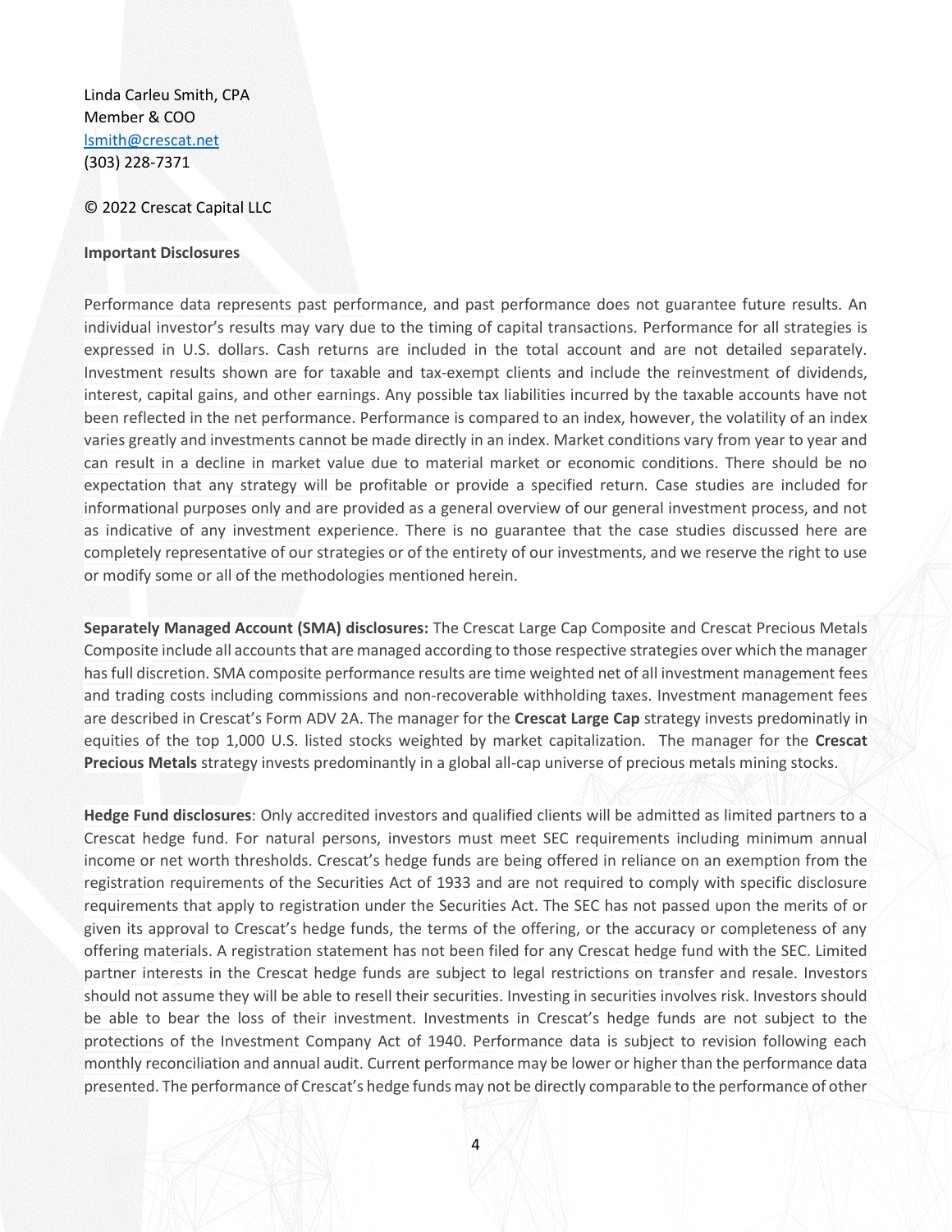Linda Carleu Smith, CPA
Member & COO
lsmith@crescat.net
(303) 228-7371

© 2022 Crescat Capital LLC

**Important Disclosures**

Performance data represents past performance, and past performance does not guarantee future results. An individual investor's results may vary due to the timing of capital transactions. Performance for all strategies is expressed in U.S. dollars. Cash returns are included in the total account and are not detailed separately. Investment results shown are for taxable and tax-exempt clients and include the reinvestment of dividends, interest, capital gains, and other earnings. Any possible tax liabilities incurred by the taxable accounts have not been reflected in the net performance. Performance is compared to an index, however, the volatility of an index varies greatly and investments cannot be made directly in an index. Market conditions vary from year to year and can result in a decline in market value due to material market or economic conditions. There should be no expectation that any strategy will be profitable or provide a specified return. Case studies are included for informational purposes only and are provided as a general overview of our general investment process, and not as indicative of any investment experience. There is no guarantee that the case studies discussed here are completely representative of our strategies or of the entirety of our investments, and we reserve the right to use or modify some or all of the methodologies mentioned herein.

**Separately Managed Account (SMA) disclosures:** The Crescat Large Cap Composite and Crescat Precious Metals Composite include all accounts that are managed according to those respective strategies over which the manager has full discretion. SMA composite performance results are time weighted net of all investment management fees and trading costs including commissions and non-recoverable withholding taxes. Investment management fees are described in Crescat's Form ADV 2A. The manager for the **Crescat Large Cap** strategy invests predominately in equities of the top 1,000 U.S. listed stocks weighted by market capitalization. The manager for the **Crescat Precious Metals** strategy invests predominantly in a global all-cap universe of precious metals mining stocks.

**Hedge Fund disclosures**: Only accredited investors and qualified clients will be admitted as limited partners to a Crescat hedge fund. For natural persons, investors must meet SEC requirements including minimum annual income or net worth thresholds. Crescat's hedge funds are being offered in reliance on an exemption from the registration requirements of the Securities Act of 1933 and are not required to comply with specific disclosure requirements that apply to registration under the Securities Act. The SEC has not passed upon the merits of or given its approval to Crescat's hedge funds, the terms of the offering, or the accuracy or completeness of any offering materials. A registration statement has not been filed for any Crescat hedge fund with the SEC. Limited partner interests in the Crescat hedge funds are subject to legal restrictions on transfer and resale. Investors should not assume they will be able to resell their securities. Investing in securities involves risk. Investors should be able to bear the loss of their investment. Investments in Crescat's hedge funds are not subject to the protections of the Investment Company Act of 1940. Performance data is subject to revision following each monthly reconciliation and annual audit. Current performance may be lower or higher than the performance data presented. The performance of Crescat's hedge funds may not be directly comparable to the performance of other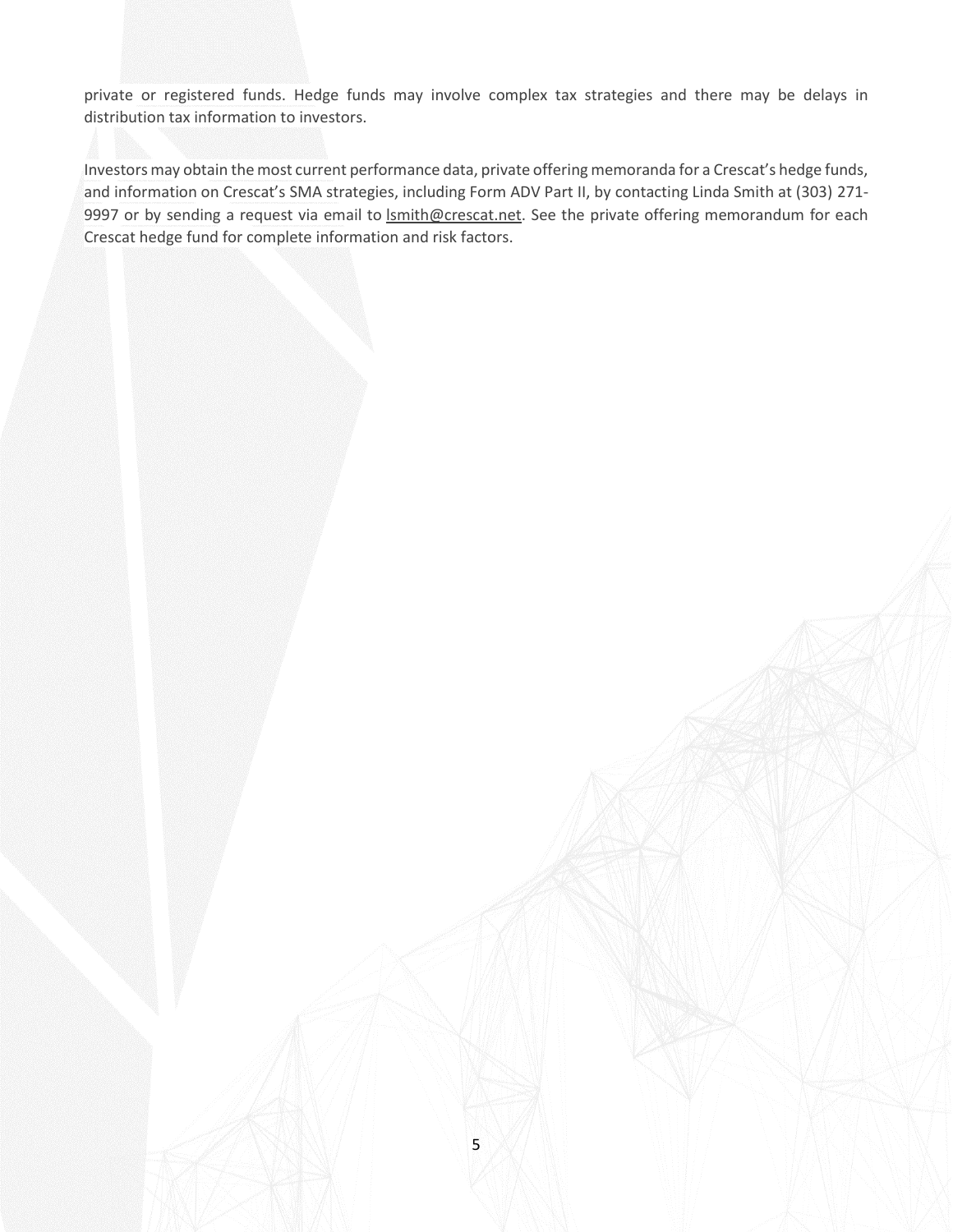private or registered funds. Hedge funds may involve complex tax strategies and there may be delays in distribution tax information to investors.

Investors may obtain the most current performance data, private offering memoranda for a Crescat's hedge funds, and information on Crescat's SMA strategies, including Form ADV Part II, by contacting Linda Smith at (303) 271-9997 or by sending a request via email to lsmith@crescat.net. See the private offering memorandum for each Crescat hedge fund for complete information and risk factors.